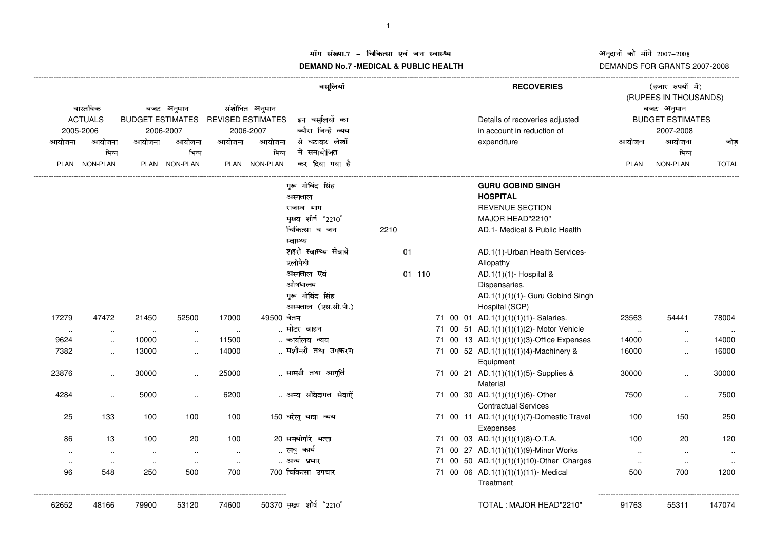# माँग संख्या.7 – चिकित्सा एवं जन स्वास्थ्य

# DEMAND No.7 -MEDICAL & PUBLIC HEALTH

अनुदानों की माँगें 2007–2008

DEMANDS FOR GRANTS 2007-2008

वसूलियां — RECOVERIES

(हजार रुपयों में) (RUPEES IN THOUSANDS)

| वास्तविक ACTUALS 2005-2006 | | बजट अनुमान BUDGET ESTIMATES 2006-2007 | | संशोधित अनुमान REVISED ESTIMATES 2006-2007 | | इन वसूलियों का ब्यौरा जिन्हें व्यय से घटाकर लेखों में समायोजित कर दिया गया है | | | | | Details of recoveries adjusted in account in reduction of expenditure | बजट अनुमान BUDGET ESTIMATES 2007-2008 | | |
|---|---|---|---|---|---|---|---|---|---|---|---|---|---|---|
| आयोजना PLAN | आयोजना भिन्न NON-PLAN | आयोजना PLAN | आयोजना भिन्न NON-PLAN | आयोजना PLAN | आयोजना भिन्न NON-PLAN | | | | | | | आयोजना PLAN | आयोजना भिन्न NON-PLAN | जोड़ TOTAL |
| | | | | | | गुरू गोबिंद सिंह अस्पताल | | | | | **GURU GOBIND SINGH HOSPITAL** | | | |
| | | | | | | राजस्व भाग | | | | | REVENUE SECTION | | | |
| | | | | | | मुख्य शीर्ष "2210" | | | | | MAJOR HEAD"2210" | | | |
| | | | | | | चिकित्सा व जन स्वास्थ्य | 2210 | | | | AD.1- Medical & Public Health | | | |
| | | | | | | शहरी स्वास्थ्य सेवायें एलोपैथी | 01 | | | | AD.1(1)-Urban Health Services-Allopathy | | | |
| | | | | | | अस्पताल एवं औषधालय | 01 110 | | | | AD.1(1)(1)- Hospital & Dispensaries. | | | |
| | | | | | | गुरू गोबिंद सिंह अस्पताल (एस.सी.पी.) | | | | | AD.1(1)(1)(1)- Guru Gobind Singh Hospital (SCP) | | | |
| 17279 | 47472 | 21450 | 52500 | 17000 | 49500 | वेतन | | 71 | 00 | 01 | AD.1(1)(1)(1)(1)- Salaries. | 23563 | 54441 | 78004 |
| .. | .. | .. | .. | .. | .. | मोटर वाहन | | 71 | 00 | 51 | AD.1(1)(1)(1)(2)- Motor Vehicle | .. | .. | .. |
| 9624 | .. | 10000 | .. | 11500 | .. | कार्यालय व्यय | | 71 | 00 | 13 | AD.1(1)(1)(1)(3)-Office Expenses | 14000 | .. | 14000 |
| 7382 | .. | 13000 | .. | 14000 | .. | मशीनरी तथा उपकरण | | 71 | 00 | 52 | AD.1(1)(1)(1)(4)-Machinery & Equipment | 16000 | .. | 16000 |
| 23876 | .. | 30000 | .. | 25000 | .. | सामग्री तथा आपूर्ति | | 71 | 00 | 21 | AD.1(1)(1)(1)(5)- Supplies & Material | 30000 | .. | 30000 |
| 4284 | .. | 5000 | .. | 6200 | .. | अन्य संविदागत सेवाऐं | | 71 | 00 | 30 | AD.1(1)(1)(1)(6)- Other Contractual Services | 7500 | .. | 7500 |
| 25 | 133 | 100 | 100 | 100 | 150 | घरेलू यात्रा व्यय | | 71 | 00 | 11 | AD.1(1)(1)(1)(7)-Domestic Travel Exepenses | 100 | 150 | 250 |
| 86 | 13 | 100 | 20 | 100 | 20 | समयोपरि भत्ता | | 71 | 00 | 03 | AD.1(1)(1)(1)(8)-O.T.A. | 100 | 20 | 120 |
| .. | .. | .. | .. | .. | .. | लघु कार्य | | 71 | 00 | 27 | AD.1(1)(1)(1)(9)-Minor Works | .. | .. | .. |
| .. | .. | .. | .. | .. | .. | अन्य प्रभार | | 71 | 00 | 50 | AD.1(1)(1)(1)(10)-Other Charges | .. | .. | .. |
| 96 | 548 | 250 | 500 | 700 | 700 | चिकित्सा उपचार | | 71 | 00 | 06 | AD.1(1)(1)(1)(11)- Medical Treatment | 500 | 700 | 1200 |
| 62652 | 48166 | 79900 | 53120 | 74600 | 50370 | मुख्य शीर्ष "2210" | | | | | TOTAL : MAJOR HEAD"2210" | 91763 | 55311 | 147074 |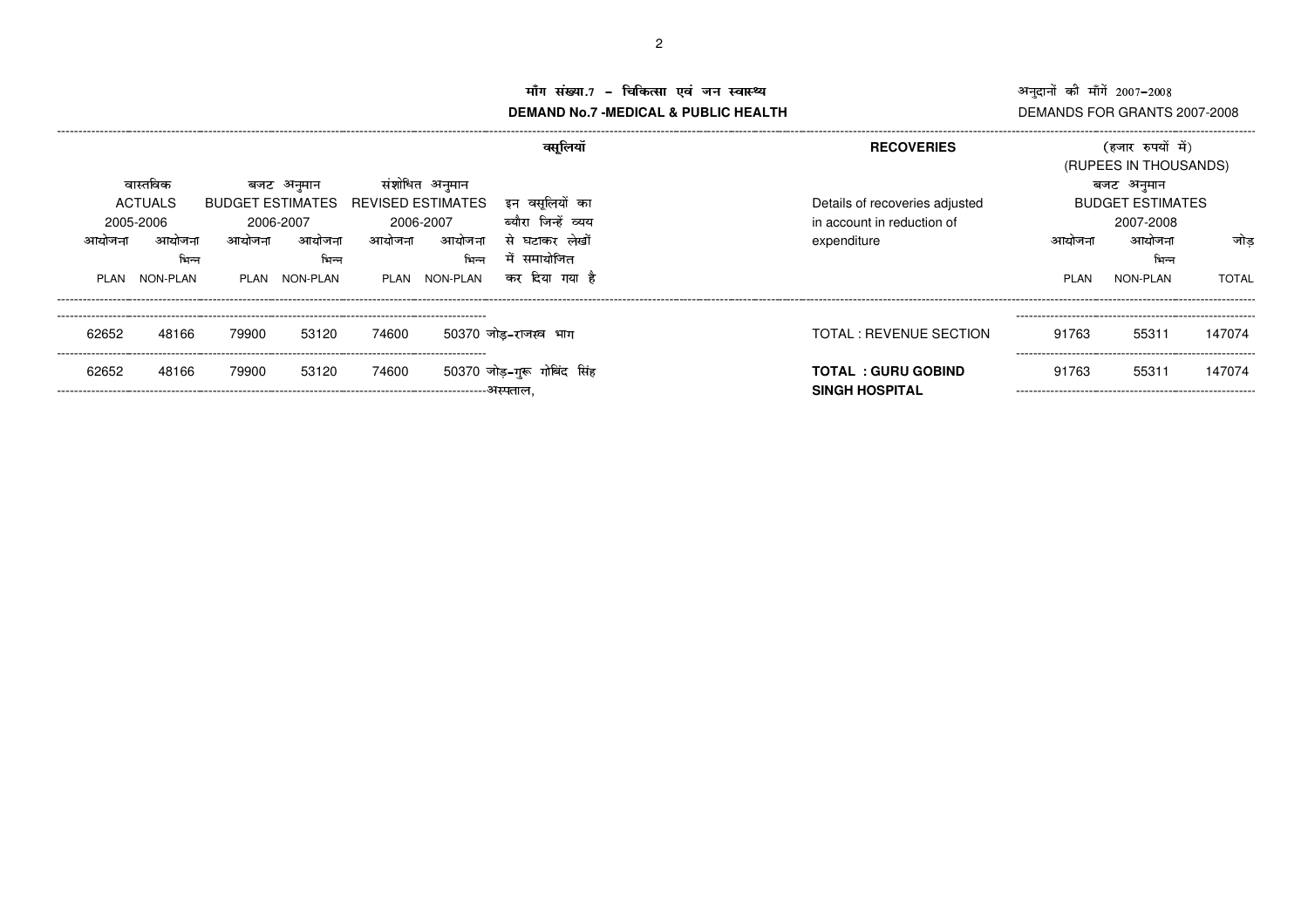**माँग संख्या.7 – चिकित्सा एवं जन स्वास्थ्य**

**DEMAND No.7 -MEDICAL & PUBLIC HEALTH**

अनुदानों की माँगें 2007–2008

DEMANDS FOR GRANTS 2007-2008

**वसूलियाँ**

**RECOVERIES**

(हजार रुपयों में)
(RUPEES IN THOUSANDS)

| वास्तविक ACTUALS 2005-2006 | | बजट अनुमान BUDGET ESTIMATES 2006-2007 | | संशोधित अनुमान REVISED ESTIMATES 2006-2007 | | इन वसूलियों का ब्यौरा जिन्हें व्यय से घटाकर लेखों में समायोजित कर दिया गया है | Details of recoveries adjusted in account in reduction of expenditure | बजट अनुमान BUDGET ESTIMATES 2007-2008 | | |
|---|---|---|---|---|---|---|---|---|---|---|
| आयोजना PLAN | आयोजना भिन्न NON-PLAN | आयोजना PLAN | आयोजना भिन्न NON-PLAN | आयोजना PLAN | आयोजना भिन्न NON-PLAN | | | आयोजना PLAN | आयोजना भिन्न NON-PLAN | जोड़ TOTAL |
| 62652 | 48166 | 79900 | 53120 | 74600 | 50370 | जोड़-राजस्व भाग | TOTAL : REVENUE SECTION | 91763 | 55311 | 147074 |
| 62652 | 48166 | 79900 | 53120 | 74600 | 50370 | जोड़-गुरू गोबिंद सिंह अस्पताल, | **TOTAL : GURU GOBIND SINGH HOSPITAL** | 91763 | 55311 | 147074 |